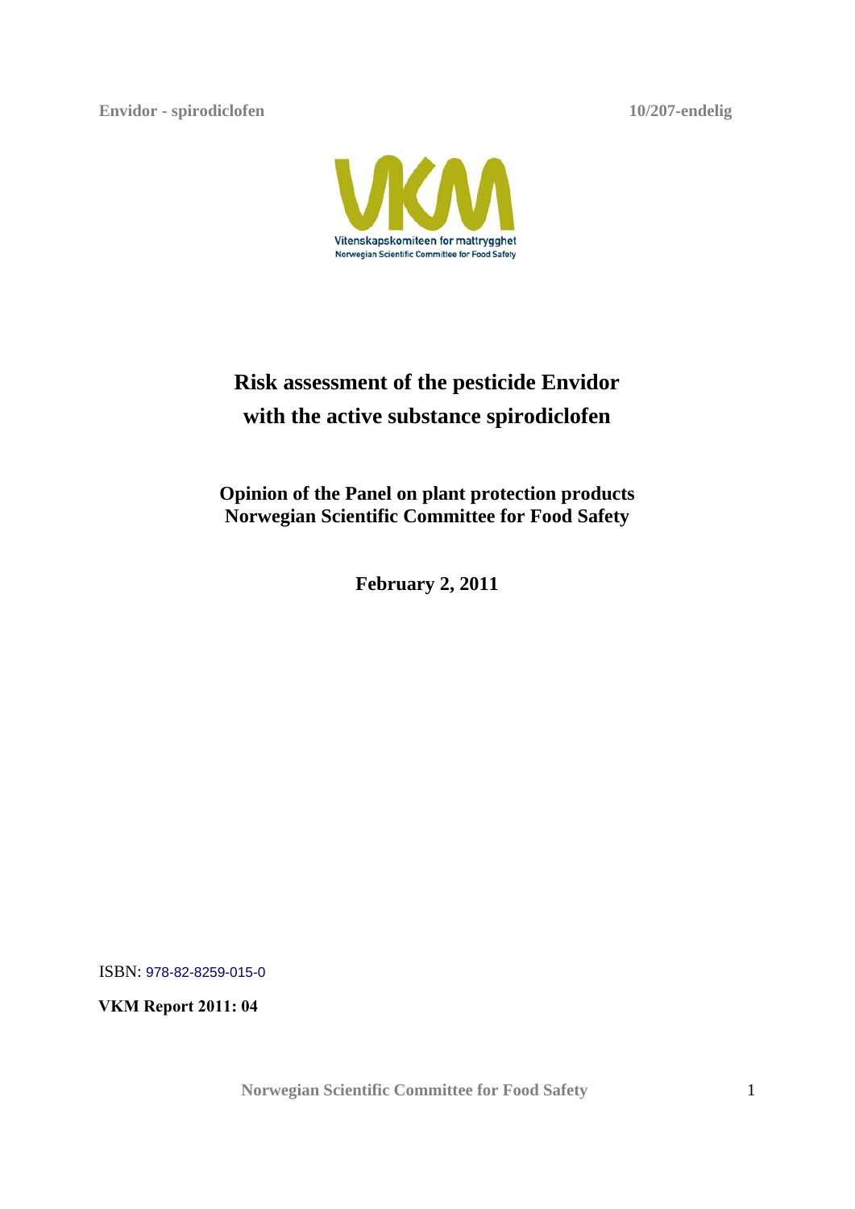# Risk assessment of the pesticide Envidor with the active substance spirodiclofen

**Opinion of the Panel on plant protection products**
**Norwegian Scientific Committee for Food Safety**

**February 2, 2011**

ISBN: 978-82-8259-015-0

**VKM Report 2011: 04**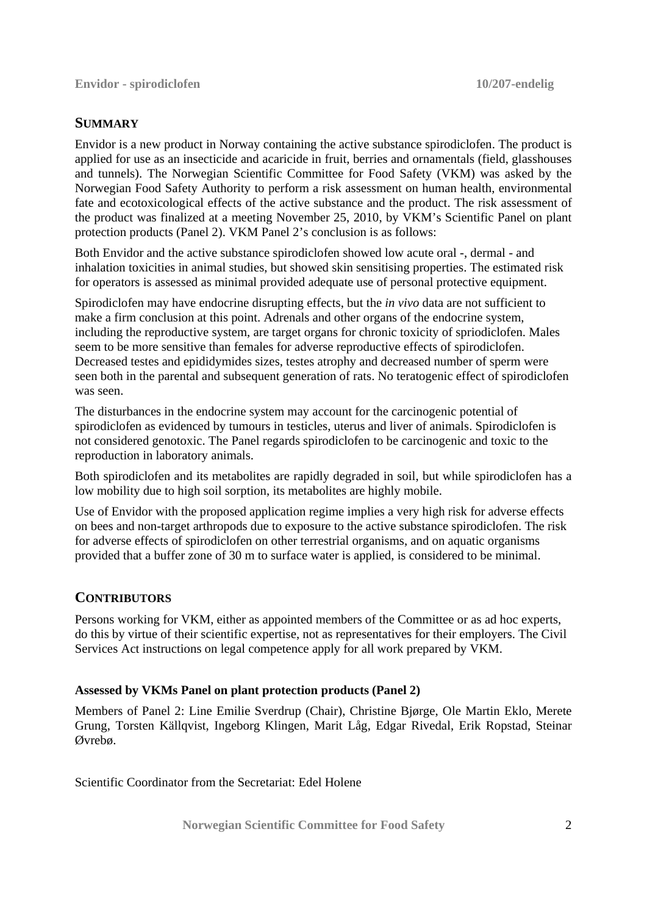## SUMMARY

Envidor is a new product in Norway containing the active substance spirodiclofen. The product is applied for use as an insecticide and acaricide in fruit, berries and ornamentals (field, glasshouses and tunnels). The Norwegian Scientific Committee for Food Safety (VKM) was asked by the Norwegian Food Safety Authority to perform a risk assessment on human health, environmental fate and ecotoxicological effects of the active substance and the product. The risk assessment of the product was finalized at a meeting November 25, 2010, by VKM's Scientific Panel on plant protection products (Panel 2). VKM Panel 2's conclusion is as follows:

Both Envidor and the active substance spirodiclofen showed low acute oral -, dermal - and inhalation toxicities in animal studies, but showed skin sensitising properties. The estimated risk for operators is assessed as minimal provided adequate use of personal protective equipment.

Spirodiclofen may have endocrine disrupting effects, but the *in vivo* data are not sufficient to make a firm conclusion at this point. Adrenals and other organs of the endocrine system, including the reproductive system, are target organs for chronic toxicity of spriodiclofen. Males seem to be more sensitive than females for adverse reproductive effects of spirodiclofen. Decreased testes and epididymides sizes, testes atrophy and decreased number of sperm were seen both in the parental and subsequent generation of rats. No teratogenic effect of spirodiclofen was seen.

The disturbances in the endocrine system may account for the carcinogenic potential of spirodiclofen as evidenced by tumours in testicles, uterus and liver of animals. Spirodiclofen is not considered genotoxic. The Panel regards spirodiclofen to be carcinogenic and toxic to the reproduction in laboratory animals.

Both spirodiclofen and its metabolites are rapidly degraded in soil, but while spirodiclofen has a low mobility due to high soil sorption, its metabolites are highly mobile.

Use of Envidor with the proposed application regime implies a very high risk for adverse effects on bees and non-target arthropods due to exposure to the active substance spirodiclofen. The risk for adverse effects of spirodiclofen on other terrestrial organisms, and on aquatic organisms provided that a buffer zone of 30 m to surface water is applied, is considered to be minimal.

## CONTRIBUTORS

Persons working for VKM, either as appointed members of the Committee or as ad hoc experts, do this by virtue of their scientific expertise, not as representatives for their employers. The Civil Services Act instructions on legal competence apply for all work prepared by VKM.

**Assessed by VKMs Panel on plant protection products (Panel 2)**

Members of Panel 2: Line Emilie Sverdrup (Chair), Christine Bjørge, Ole Martin Eklo, Merete Grung, Torsten Källqvist, Ingeborg Klingen, Marit Låg, Edgar Rivedal, Erik Ropstad, Steinar Øvrebø.

Scientific Coordinator from the Secretariat: Edel Holene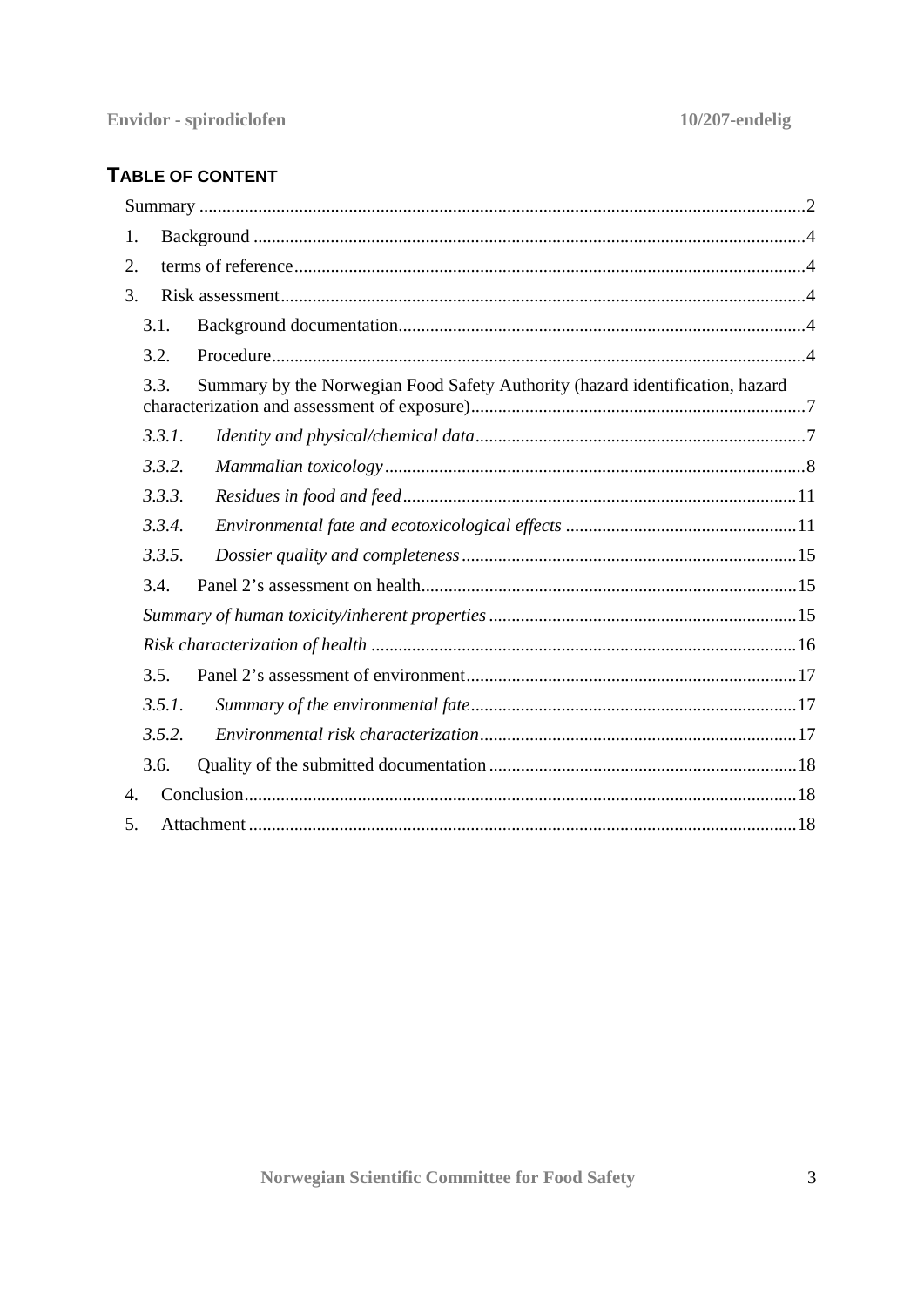## TABLE OF CONTENT

- Summary ..... 2
- 1. Background ..... 4
- 2. terms of reference ..... 4
- 3. Risk assessment ..... 4
  - 3.1. Background documentation ..... 4
  - 3.2. Procedure ..... 4
  - 3.3. Summary by the Norwegian Food Safety Authority (hazard identification, hazard characterization and assessment of exposure) ..... 7
    - *3.3.1. Identity and physical/chemical data* ..... 7
    - *3.3.2. Mammalian toxicology* ..... 8
    - *3.3.3. Residues in food and feed* ..... 11
    - *3.3.4. Environmental fate and ecotoxicological effects* ..... 11
    - *3.3.5. Dossier quality and completeness* ..... 15
  - 3.4. Panel 2's assessment on health ..... 15
    - *Summary of human toxicity/inherent properties* ..... 15
    - *Risk characterization of health* ..... 16
  - 3.5. Panel 2's assessment of environment ..... 17
    - *3.5.1. Summary of the environmental fate* ..... 17
    - *3.5.2. Environmental risk characterization* ..... 17
  - 3.6. Quality of the submitted documentation ..... 18
- 4. Conclusion ..... 18
- 5. Attachment ..... 18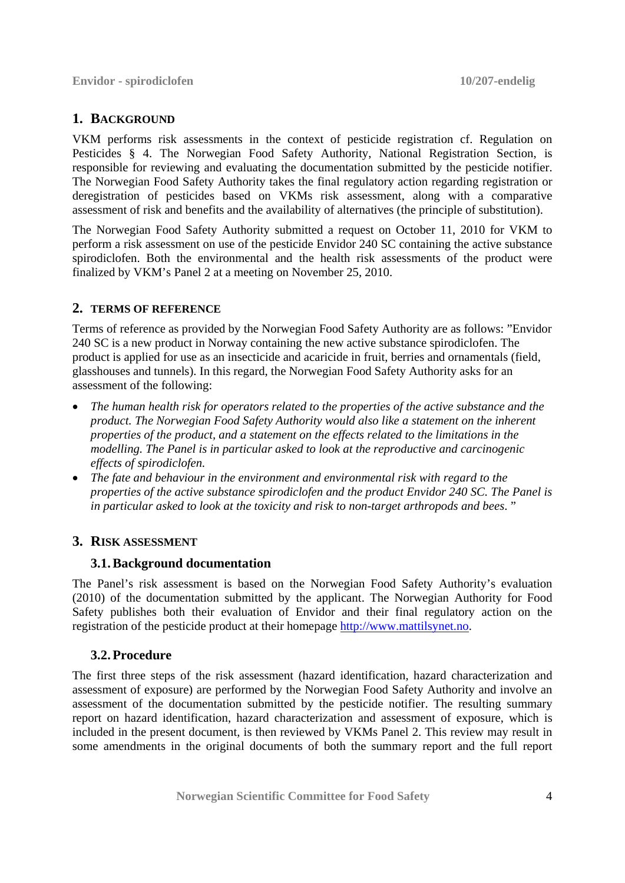## 1. BACKGROUND

VKM performs risk assessments in the context of pesticide registration cf. Regulation on Pesticides § 4. The Norwegian Food Safety Authority, National Registration Section, is responsible for reviewing and evaluating the documentation submitted by the pesticide notifier. The Norwegian Food Safety Authority takes the final regulatory action regarding registration or deregistration of pesticides based on VKMs risk assessment, along with a comparative assessment of risk and benefits and the availability of alternatives (the principle of substitution).

The Norwegian Food Safety Authority submitted a request on October 11, 2010 for VKM to perform a risk assessment on use of the pesticide Envidor 240 SC containing the active substance spirodiclofen. Both the environmental and the health risk assessments of the product were finalized by VKM's Panel 2 at a meeting on November 25, 2010.

## 2. TERMS OF REFERENCE

Terms of reference as provided by the Norwegian Food Safety Authority are as follows: "Envidor 240 SC is a new product in Norway containing the new active substance spirodiclofen. The product is applied for use as an insecticide and acaricide in fruit, berries and ornamentals (field, glasshouses and tunnels). In this regard, the Norwegian Food Safety Authority asks for an assessment of the following:

- *The human health risk for operators related to the properties of the active substance and the product. The Norwegian Food Safety Authority would also like a statement on the inherent properties of the product, and a statement on the effects related to the limitations in the modelling. The Panel is in particular asked to look at the reproductive and carcinogenic effects of spirodiclofen.*
- *The fate and behaviour in the environment and environmental risk with regard to the properties of the active substance spirodiclofen and the product Envidor 240 SC. The Panel is in particular asked to look at the toxicity and risk to non-target arthropods and bees*. "

## 3. RISK ASSESSMENT

### 3.1. Background documentation

The Panel's risk assessment is based on the Norwegian Food Safety Authority's evaluation (2010) of the documentation submitted by the applicant. The Norwegian Authority for Food Safety publishes both their evaluation of Envidor and their final regulatory action on the registration of the pesticide product at their homepage http://www.mattilsynet.no.

### 3.2. Procedure

The first three steps of the risk assessment (hazard identification, hazard characterization and assessment of exposure) are performed by the Norwegian Food Safety Authority and involve an assessment of the documentation submitted by the pesticide notifier. The resulting summary report on hazard identification, hazard characterization and assessment of exposure, which is included in the present document, is then reviewed by VKMs Panel 2. This review may result in some amendments in the original documents of both the summary report and the full report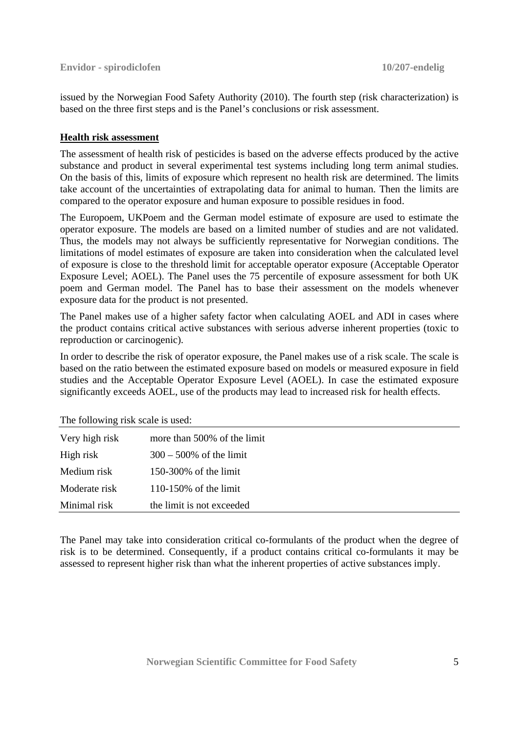issued by the Norwegian Food Safety Authority (2010). The fourth step (risk characterization) is based on the three first steps and is the Panel's conclusions or risk assessment.

## Health risk assessment

The assessment of health risk of pesticides is based on the adverse effects produced by the active substance and product in several experimental test systems including long term animal studies. On the basis of this, limits of exposure which represent no health risk are determined. The limits take account of the uncertainties of extrapolating data for animal to human. Then the limits are compared to the operator exposure and human exposure to possible residues in food.

The Europoem, UKPoem and the German model estimate of exposure are used to estimate the operator exposure. The models are based on a limited number of studies and are not validated. Thus, the models may not always be sufficiently representative for Norwegian conditions. The limitations of model estimates of exposure are taken into consideration when the calculated level of exposure is close to the threshold limit for acceptable operator exposure (Acceptable Operator Exposure Level; AOEL). The Panel uses the 75 percentile of exposure assessment for both UK poem and German model. The Panel has to base their assessment on the models whenever exposure data for the product is not presented.

The Panel makes use of a higher safety factor when calculating AOEL and ADI in cases where the product contains critical active substances with serious adverse inherent properties (toxic to reproduction or carcinogenic).

In order to describe the risk of operator exposure, the Panel makes use of a risk scale. The scale is based on the ratio between the estimated exposure based on models or measured exposure in field studies and the Acceptable Operator Exposure Level (AOEL). In case the estimated exposure significantly exceeds AOEL, use of the products may lead to increased risk for health effects.

The following risk scale is used:

| | |
|---|---|
| Very high risk | more than 500% of the limit |
| High risk | 300 – 500% of the limit |
| Medium risk | 150-300% of the limit |
| Moderate risk | 110-150% of the limit |
| Minimal risk | the limit is not exceeded |

The Panel may take into consideration critical co-formulants of the product when the degree of risk is to be determined. Consequently, if a product contains critical co-formulants it may be assessed to represent higher risk than what the inherent properties of active substances imply.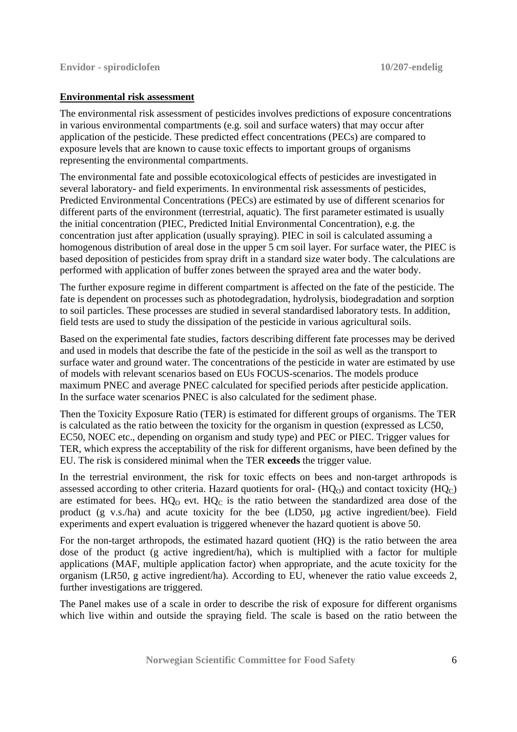**Environmental risk assessment**

The environmental risk assessment of pesticides involves predictions of exposure concentrations in various environmental compartments (e.g. soil and surface waters) that may occur after application of the pesticide. These predicted effect concentrations (PECs) are compared to exposure levels that are known to cause toxic effects to important groups of organisms representing the environmental compartments.

The environmental fate and possible ecotoxicological effects of pesticides are investigated in several laboratory- and field experiments. In environmental risk assessments of pesticides, Predicted Environmental Concentrations (PECs) are estimated by use of different scenarios for different parts of the environment (terrestrial, aquatic). The first parameter estimated is usually the initial concentration (PIEC, Predicted Initial Environmental Concentration), e.g. the concentration just after application (usually spraying). PIEC in soil is calculated assuming a homogenous distribution of areal dose in the upper 5 cm soil layer. For surface water, the PIEC is based deposition of pesticides from spray drift in a standard size water body. The calculations are performed with application of buffer zones between the sprayed area and the water body.

The further exposure regime in different compartment is affected on the fate of the pesticide. The fate is dependent on processes such as photodegradation, hydrolysis, biodegradation and sorption to soil particles. These processes are studied in several standardised laboratory tests. In addition, field tests are used to study the dissipation of the pesticide in various agricultural soils.

Based on the experimental fate studies, factors describing different fate processes may be derived and used in models that describe the fate of the pesticide in the soil as well as the transport to surface water and ground water. The concentrations of the pesticide in water are estimated by use of models with relevant scenarios based on EUs FOCUS-scenarios. The models produce maximum PNEC and average PNEC calculated for specified periods after pesticide application. In the surface water scenarios PNEC is also calculated for the sediment phase.

Then the Toxicity Exposure Ratio (TER) is estimated for different groups of organisms. The TER is calculated as the ratio between the toxicity for the organism in question (expressed as LC50, EC50, NOEC etc., depending on organism and study type) and PEC or PIEC. Trigger values for TER, which express the acceptability of the risk for different organisms, have been defined by the EU. The risk is considered minimal when the TER **exceeds** the trigger value.

In the terrestrial environment, the risk for toxic effects on bees and non-target arthropods is assessed according to other criteria. Hazard quotients for oral- ($HQ_O$) and contact toxicity ($HQ_C$) are estimated for bees. $HQ_O$ evt. $HQ_C$ is the ratio between the standardized area dose of the product (g v.s./ha) and acute toxicity for the bee (LD50, µg active ingredient/bee). Field experiments and expert evaluation is triggered whenever the hazard quotient is above 50.

For the non-target arthropods, the estimated hazard quotient (HQ) is the ratio between the area dose of the product (g active ingredient/ha), which is multiplied with a factor for multiple applications (MAF, multiple application factor) when appropriate, and the acute toxicity for the organism (LR50, g active ingredient/ha). According to EU, whenever the ratio value exceeds 2, further investigations are triggered.

The Panel makes use of a scale in order to describe the risk of exposure for different organisms which live within and outside the spraying field. The scale is based on the ratio between the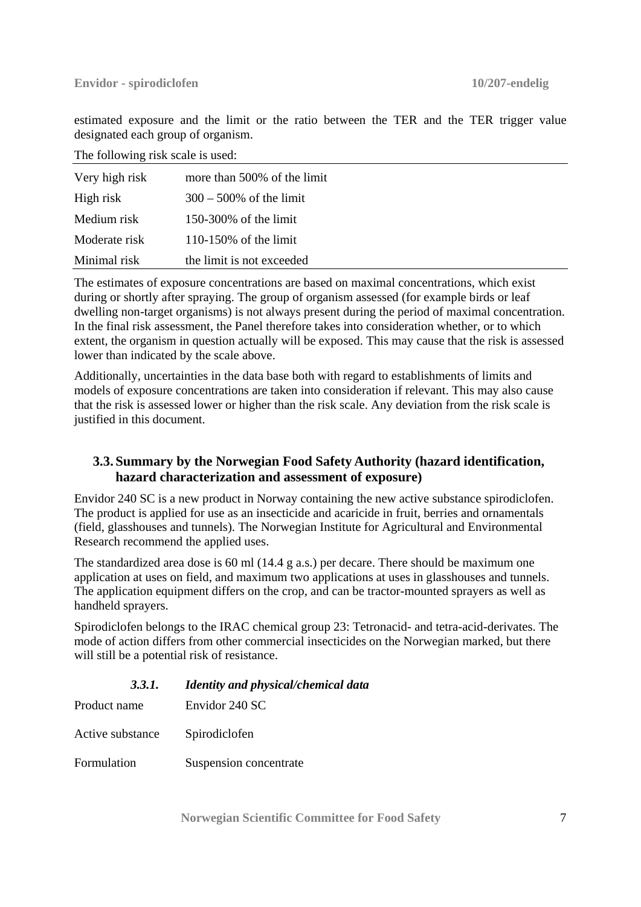estimated exposure and the limit or the ratio between the TER and the TER trigger value designated each group of organism.

The following risk scale is used:

| | |
|---|---|
| Very high risk | more than 500% of the limit |
| High risk | 300 – 500% of the limit |
| Medium risk | 150-300% of the limit |
| Moderate risk | 110-150% of the limit |
| Minimal risk | the limit is not exceeded |

The estimates of exposure concentrations are based on maximal concentrations, which exist during or shortly after spraying. The group of organism assessed (for example birds or leaf dwelling non-target organisms) is not always present during the period of maximal concentration. In the final risk assessment, the Panel therefore takes into consideration whether, or to which extent, the organism in question actually will be exposed. This may cause that the risk is assessed lower than indicated by the scale above.

Additionally, uncertainties in the data base both with regard to establishments of limits and models of exposure concentrations are taken into consideration if relevant. This may also cause that the risk is assessed lower or higher than the risk scale. Any deviation from the risk scale is justified in this document.

## 3.3. Summary by the Norwegian Food Safety Authority (hazard identification, hazard characterization and assessment of exposure)

Envidor 240 SC is a new product in Norway containing the new active substance spirodiclofen. The product is applied for use as an insecticide and acaricide in fruit, berries and ornamentals (field, glasshouses and tunnels). The Norwegian Institute for Agricultural and Environmental Research recommend the applied uses.

The standardized area dose is 60 ml (14.4 g a.s.) per decare. There should be maximum one application at uses on field, and maximum two applications at uses in glasshouses and tunnels. The application equipment differs on the crop, and can be tractor-mounted sprayers as well as handheld sprayers.

Spirodiclofen belongs to the IRAC chemical group 23: Tetronacid- and tetra-acid-derivates. The mode of action differs from other commercial insecticides on the Norwegian marked, but there will still be a potential risk of resistance.

### *3.3.1. Identity and physical/chemical data*

| | |
|---|---|
| Product name | Envidor 240 SC |
| Active substance | Spirodiclofen |
| Formulation | Suspension concentrate |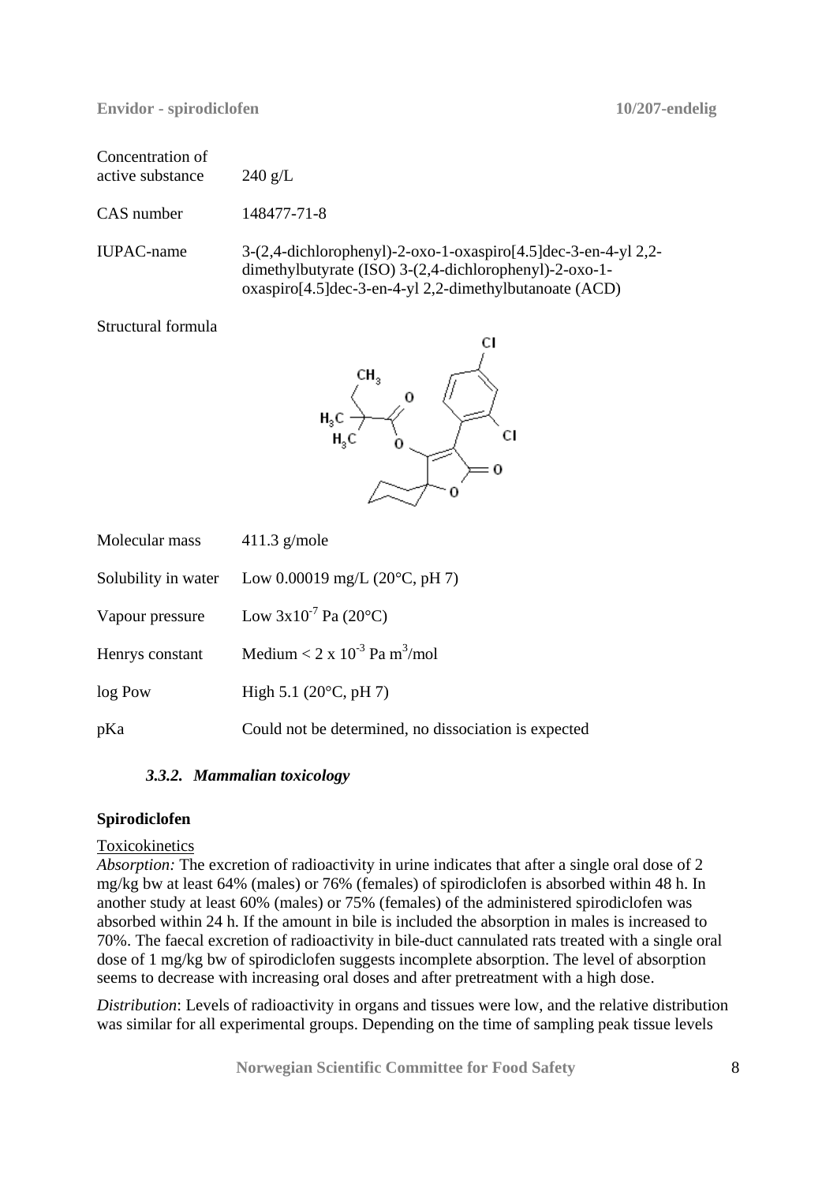| | |
|---|---|
| Concentration of active substance | 240 g/L |
| CAS number | 148477-71-8 |
| IUPAC-name | 3-(2,4-dichlorophenyl)-2-oxo-1-oxaspiro[4.5]dec-3-en-4-yl 2,2-dimethylbutyrate (ISO) 3-(2,4-dichlorophenyl)-2-oxo-1-oxaspiro[4.5]dec-3-en-4-yl 2,2-dimethylbutanoate (ACD) |

Structural formula

| | |
|---|---|
| Molecular mass | 411.3 g/mole |
| Solubility in water | Low 0.00019 mg/L (20°C, pH 7) |
| Vapour pressure | Low $3 \times 10^{-7}$ Pa (20°C) |
| Henrys constant | Medium < $2 \times 10^{-3}$ Pa $m^3$/mol |
| log Pow | High 5.1 (20°C, pH 7) |
| pKa | Could not be determined, no dissociation is expected |

### *3.3.2. Mammalian toxicology*

**Spirodiclofen**

Toxicokinetics

*Absorption:* The excretion of radioactivity in urine indicates that after a single oral dose of 2 mg/kg bw at least 64% (males) or 76% (females) of spirodiclofen is absorbed within 48 h. In another study at least 60% (males) or 75% (females) of the administered spirodiclofen was absorbed within 24 h. If the amount in bile is included the absorption in males is increased to 70%. The faecal excretion of radioactivity in bile-duct cannulated rats treated with a single oral dose of 1 mg/kg bw of spirodiclofen suggests incomplete absorption. The level of absorption seems to decrease with increasing oral doses and after pretreatment with a high dose.

*Distribution*: Levels of radioactivity in organs and tissues were low, and the relative distribution was similar for all experimental groups. Depending on the time of sampling peak tissue levels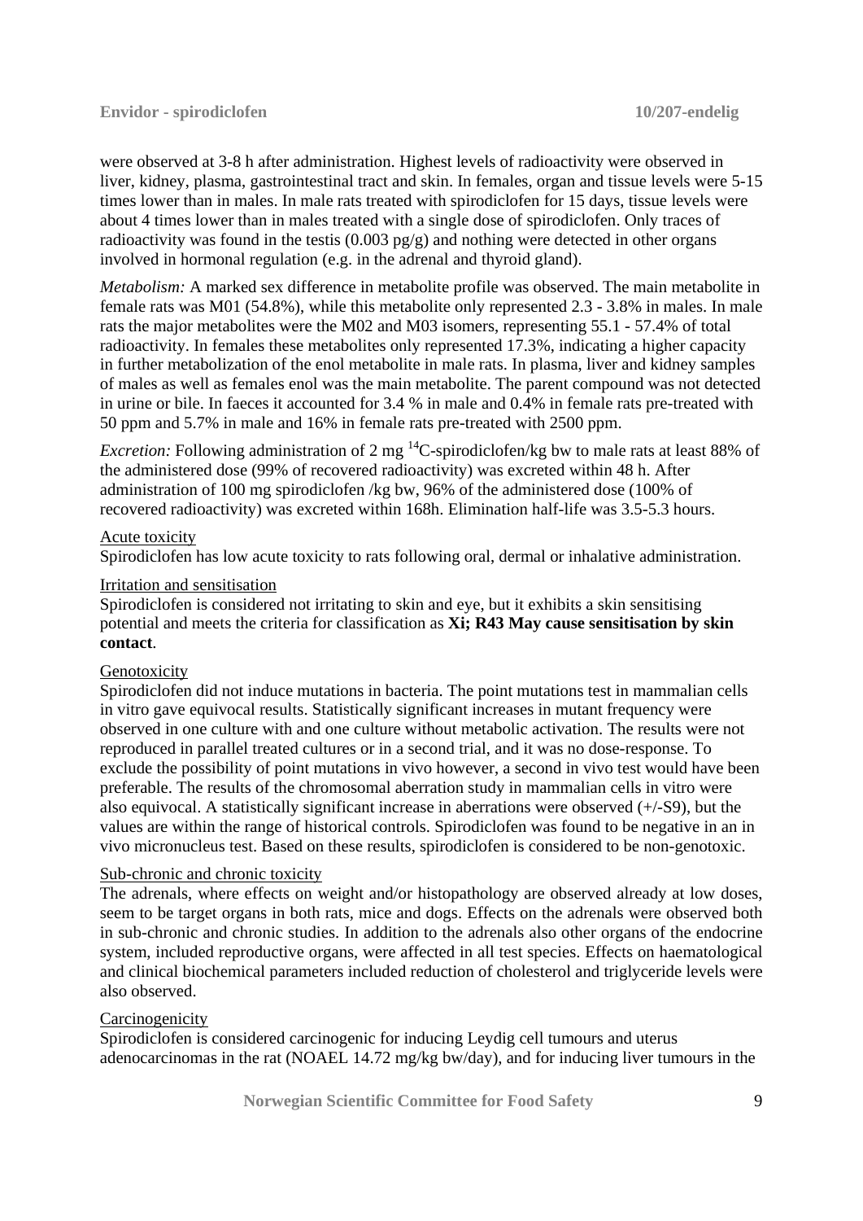were observed at 3-8 h after administration. Highest levels of radioactivity were observed in liver, kidney, plasma, gastrointestinal tract and skin. In females, organ and tissue levels were 5-15 times lower than in males. In male rats treated with spirodiclofen for 15 days, tissue levels were about 4 times lower than in males treated with a single dose of spirodiclofen. Only traces of radioactivity was found in the testis (0.003 pg/g) and nothing were detected in other organs involved in hormonal regulation (e.g. in the adrenal and thyroid gland).

*Metabolism:* A marked sex difference in metabolite profile was observed. The main metabolite in female rats was M01 (54.8%), while this metabolite only represented 2.3 - 3.8% in males. In male rats the major metabolites were the M02 and M03 isomers, representing 55.1 - 57.4% of total radioactivity. In females these metabolites only represented 17.3%, indicating a higher capacity in further metabolization of the enol metabolite in male rats. In plasma, liver and kidney samples of males as well as females enol was the main metabolite. The parent compound was not detected in urine or bile. In faeces it accounted for 3.4 % in male and 0.4% in female rats pre-treated with 50 ppm and 5.7% in male and 16% in female rats pre-treated with 2500 ppm.

*Excretion:* Following administration of 2 mg $^{14}$C-spirodiclofen/kg bw to male rats at least 88% of the administered dose (99% of recovered radioactivity) was excreted within 48 h. After administration of 100 mg spirodiclofen /kg bw, 96% of the administered dose (100% of recovered radioactivity) was excreted within 168h. Elimination half-life was 3.5-5.3 hours.

<u>Acute toxicity</u>

Spirodiclofen has low acute toxicity to rats following oral, dermal or inhalative administration.

<u>Irritation and sensitisation</u>

Spirodiclofen is considered not irritating to skin and eye, but it exhibits a skin sensitising potential and meets the criteria for classification as **Xi; R43 May cause sensitisation by skin contact**.

<u>Genotoxicity</u>

Spirodiclofen did not induce mutations in bacteria. The point mutations test in mammalian cells in vitro gave equivocal results. Statistically significant increases in mutant frequency were observed in one culture with and one culture without metabolic activation. The results were not reproduced in parallel treated cultures or in a second trial, and it was no dose-response. To exclude the possibility of point mutations in vivo however, a second in vivo test would have been preferable. The results of the chromosomal aberration study in mammalian cells in vitro were also equivocal. A statistically significant increase in aberrations were observed (+/-S9), but the values are within the range of historical controls. Spirodiclofen was found to be negative in an in vivo micronucleus test. Based on these results, spirodiclofen is considered to be non-genotoxic.

<u>Sub-chronic and chronic toxicity</u>

The adrenals, where effects on weight and/or histopathology are observed already at low doses, seem to be target organs in both rats, mice and dogs. Effects on the adrenals were observed both in sub-chronic and chronic studies. In addition to the adrenals also other organs of the endocrine system, included reproductive organs, were affected in all test species. Effects on haematological and clinical biochemical parameters included reduction of cholesterol and triglyceride levels were also observed.

<u>Carcinogenicity</u>

Spirodiclofen is considered carcinogenic for inducing Leydig cell tumours and uterus adenocarcinomas in the rat (NOAEL 14.72 mg/kg bw/day), and for inducing liver tumours in the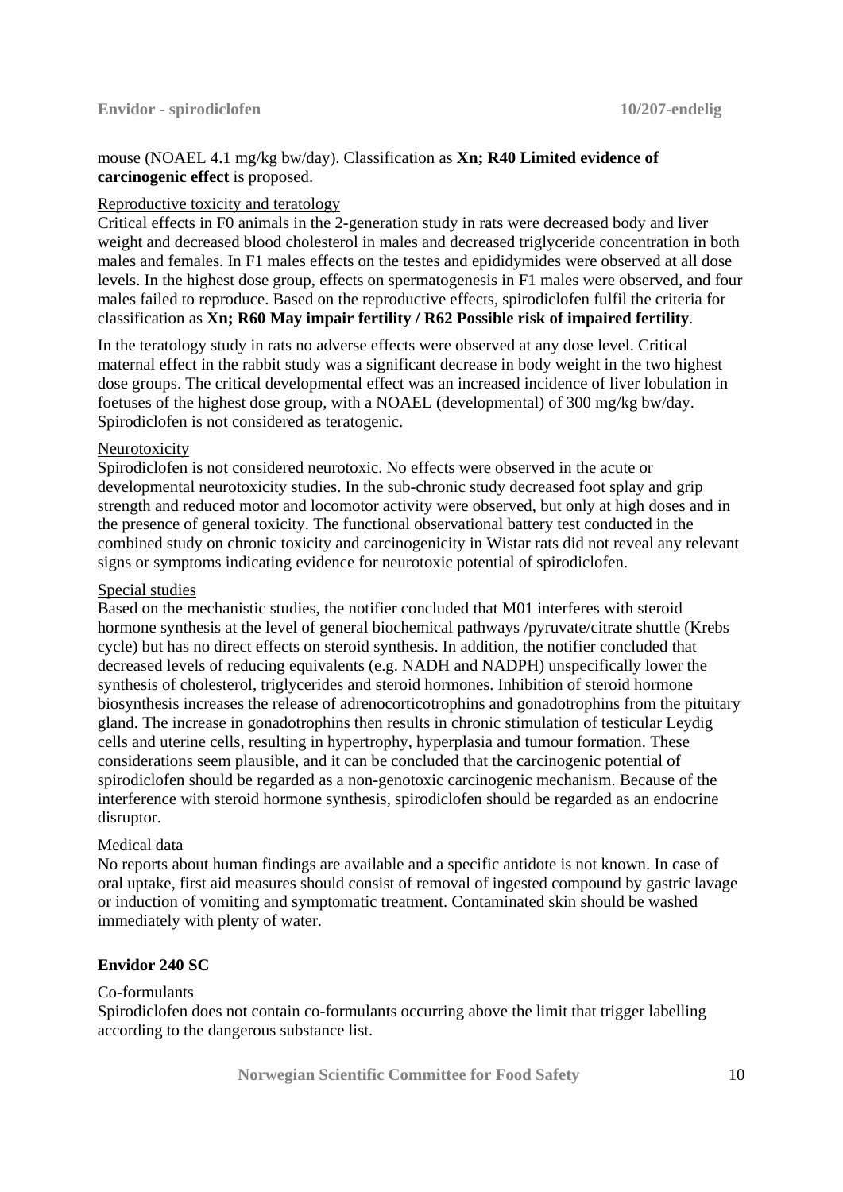mouse (NOAEL 4.1 mg/kg bw/day). Classification as **Xn; R40 Limited evidence of carcinogenic effect** is proposed.

Reproductive toxicity and teratology

Critical effects in F0 animals in the 2-generation study in rats were decreased body and liver weight and decreased blood cholesterol in males and decreased triglyceride concentration in both males and females. In F1 males effects on the testes and epididymides were observed at all dose levels. In the highest dose group, effects on spermatogenesis in F1 males were observed, and four males failed to reproduce. Based on the reproductive effects, spirodiclofen fulfil the criteria for classification as **Xn; R60 May impair fertility / R62 Possible risk of impaired fertility**.

In the teratology study in rats no adverse effects were observed at any dose level. Critical maternal effect in the rabbit study was a significant decrease in body weight in the two highest dose groups. The critical developmental effect was an increased incidence of liver lobulation in foetuses of the highest dose group, with a NOAEL (developmental) of 300 mg/kg bw/day. Spirodiclofen is not considered as teratogenic.

Neurotoxicity

Spirodiclofen is not considered neurotoxic. No effects were observed in the acute or developmental neurotoxicity studies. In the sub-chronic study decreased foot splay and grip strength and reduced motor and locomotor activity were observed, but only at high doses and in the presence of general toxicity. The functional observational battery test conducted in the combined study on chronic toxicity and carcinogenicity in Wistar rats did not reveal any relevant signs or symptoms indicating evidence for neurotoxic potential of spirodiclofen.

Special studies

Based on the mechanistic studies, the notifier concluded that M01 interferes with steroid hormone synthesis at the level of general biochemical pathways /pyruvate/citrate shuttle (Krebs cycle) but has no direct effects on steroid synthesis. In addition, the notifier concluded that decreased levels of reducing equivalents (e.g. NADH and NADPH) unspecifically lower the synthesis of cholesterol, triglycerides and steroid hormones. Inhibition of steroid hormone biosynthesis increases the release of adrenocorticotrophins and gonadotrophins from the pituitary gland. The increase in gonadotrophins then results in chronic stimulation of testicular Leydig cells and uterine cells, resulting in hypertrophy, hyperplasia and tumour formation. These considerations seem plausible, and it can be concluded that the carcinogenic potential of spirodiclofen should be regarded as a non-genotoxic carcinogenic mechanism. Because of the interference with steroid hormone synthesis, spirodiclofen should be regarded as an endocrine disruptor.

Medical data

No reports about human findings are available and a specific antidote is not known. In case of oral uptake, first aid measures should consist of removal of ingested compound by gastric lavage or induction of vomiting and symptomatic treatment. Contaminated skin should be washed immediately with plenty of water.

### Envidor 240 SC

Co-formulants

Spirodiclofen does not contain co-formulants occurring above the limit that trigger labelling according to the dangerous substance list.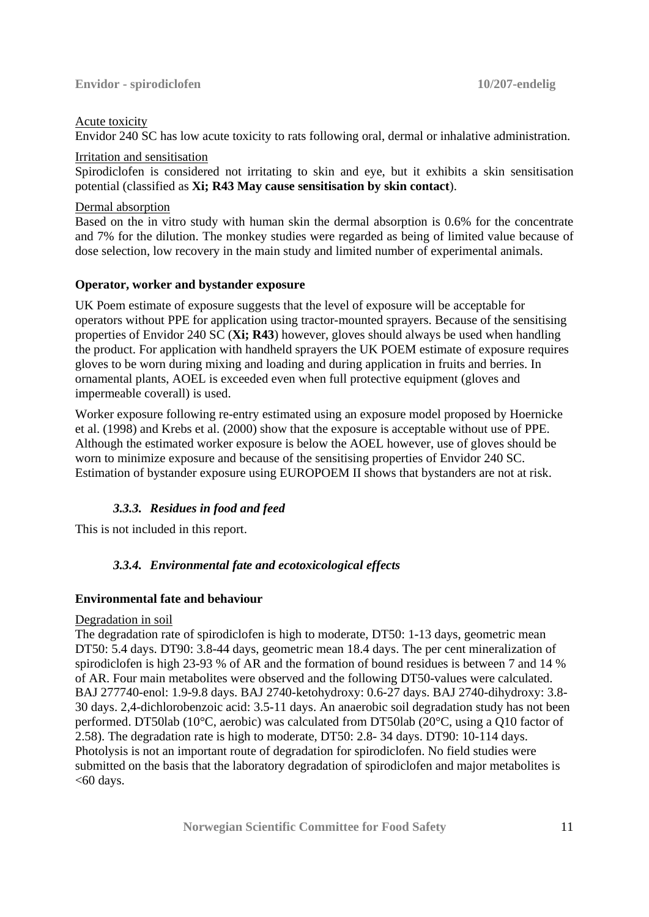Acute toxicity

Envidor 240 SC has low acute toxicity to rats following oral, dermal or inhalative administration.

Irritation and sensitisation

Spirodiclofen is considered not irritating to skin and eye, but it exhibits a skin sensitisation potential (classified as **Xi; R43 May cause sensitisation by skin contact**).

Dermal absorption

Based on the in vitro study with human skin the dermal absorption is 0.6% for the concentrate and 7% for the dilution. The monkey studies were regarded as being of limited value because of dose selection, low recovery in the main study and limited number of experimental animals.

**Operator, worker and bystander exposure**

UK Poem estimate of exposure suggests that the level of exposure will be acceptable for operators without PPE for application using tractor-mounted sprayers. Because of the sensitising properties of Envidor 240 SC (**Xi; R43**) however, gloves should always be used when handling the product. For application with handheld sprayers the UK POEM estimate of exposure requires gloves to be worn during mixing and loading and during application in fruits and berries. In ornamental plants, AOEL is exceeded even when full protective equipment (gloves and impermeable coverall) is used.

Worker exposure following re-entry estimated using an exposure model proposed by Hoernicke et al. (1998) and Krebs et al. (2000) show that the exposure is acceptable without use of PPE. Although the estimated worker exposure is below the AOEL however, use of gloves should be worn to minimize exposure and because of the sensitising properties of Envidor 240 SC. Estimation of bystander exposure using EUROPOEM II shows that bystanders are not at risk.

### *3.3.3. Residues in food and feed*

This is not included in this report.

### *3.3.4. Environmental fate and ecotoxicological effects*

**Environmental fate and behaviour**

Degradation in soil

The degradation rate of spirodiclofen is high to moderate, DT50: 1-13 days, geometric mean DT50: 5.4 days. DT90: 3.8-44 days, geometric mean 18.4 days. The per cent mineralization of spirodiclofen is high 23-93 % of AR and the formation of bound residues is between 7 and 14 % of AR. Four main metabolites were observed and the following DT50-values were calculated. BAJ 277740-enol: 1.9-9.8 days. BAJ 2740-ketohydroxy: 0.6-27 days. BAJ 2740-dihydroxy: 3.8-30 days. 2,4-dichlorobenzoic acid: 3.5-11 days. An anaerobic soil degradation study has not been performed. DT50lab (10°C, aerobic) was calculated from DT50lab (20°C, using a Q10 factor of 2.58). The degradation rate is high to moderate, DT50: 2.8- 34 days. DT90: 10-114 days. Photolysis is not an important route of degradation for spirodiclofen. No field studies were submitted on the basis that the laboratory degradation of spirodiclofen and major metabolites is <60 days.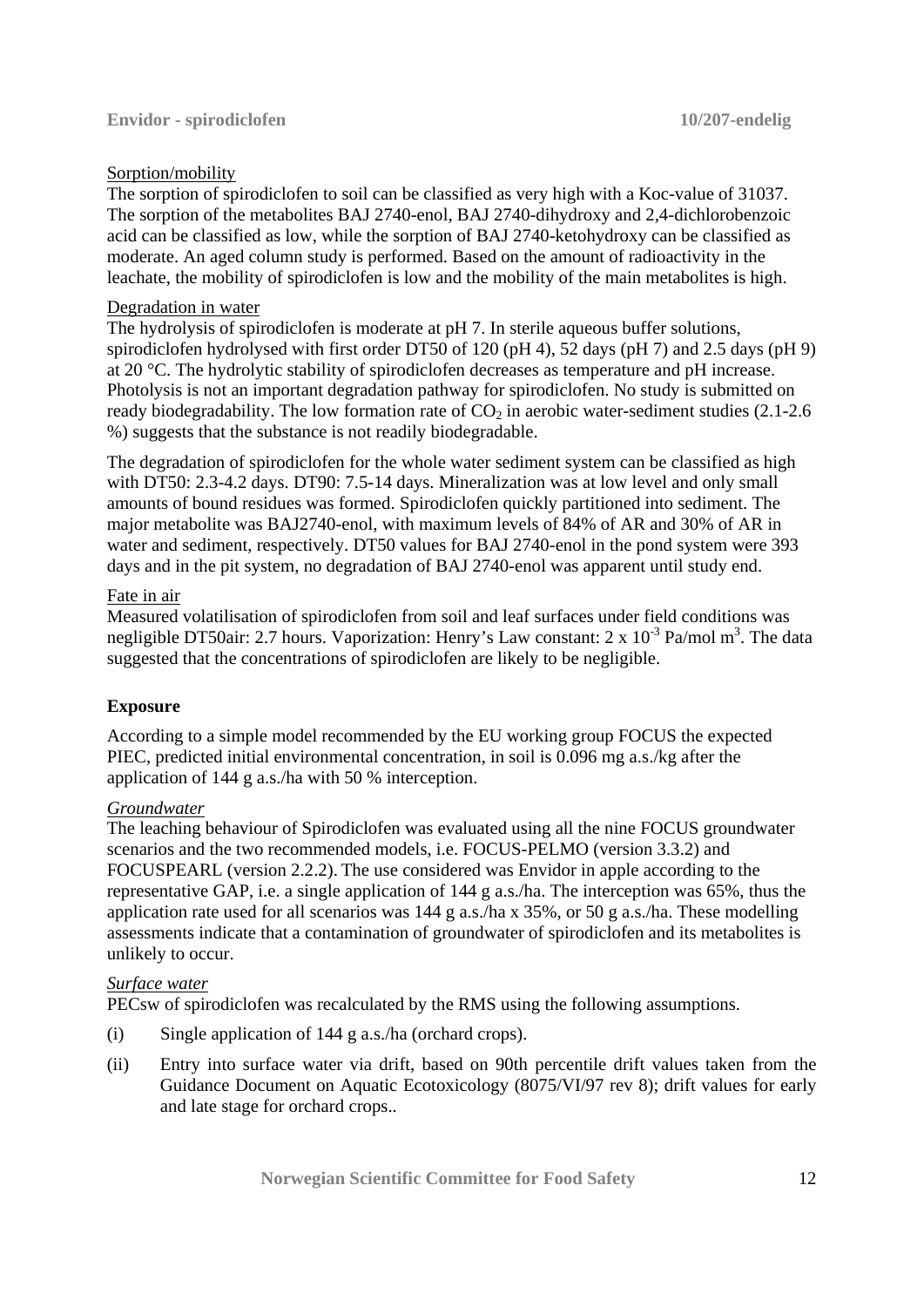Sorption/mobility

The sorption of spirodiclofen to soil can be classified as very high with a Koc-value of 31037. The sorption of the metabolites BAJ 2740-enol, BAJ 2740-dihydroxy and 2,4-dichlorobenzoic acid can be classified as low, while the sorption of BAJ 2740-ketohydroxy can be classified as moderate. An aged column study is performed. Based on the amount of radioactivity in the leachate, the mobility of spirodiclofen is low and the mobility of the main metabolites is high.

Degradation in water

The hydrolysis of spirodiclofen is moderate at pH 7. In sterile aqueous buffer solutions, spirodiclofen hydrolysed with first order DT50 of 120 (pH 4), 52 days (pH 7) and 2.5 days (pH 9) at 20 °C. The hydrolytic stability of spirodiclofen decreases as temperature and pH increase. Photolysis is not an important degradation pathway for spirodiclofen. No study is submitted on ready biodegradability. The low formation rate of $CO_2$ in aerobic water-sediment studies (2.1-2.6 %) suggests that the substance is not readily biodegradable.

The degradation of spirodiclofen for the whole water sediment system can be classified as high with DT50: 2.3-4.2 days. DT90: 7.5-14 days. Mineralization was at low level and only small amounts of bound residues was formed. Spirodiclofen quickly partitioned into sediment. The major metabolite was BAJ2740-enol, with maximum levels of 84% of AR and 30% of AR in water and sediment, respectively. DT50 values for BAJ 2740-enol in the pond system were 393 days and in the pit system, no degradation of BAJ 2740-enol was apparent until study end.

Fate in air

Measured volatilisation of spirodiclofen from soil and leaf surfaces under field conditions was negligible DT50air: 2.7 hours. Vaporization: Henry's Law constant: $2 \times 10^{-3}$ Pa/mol $m^3$. The data suggested that the concentrations of spirodiclofen are likely to be negligible.

**Exposure**

According to a simple model recommended by the EU working group FOCUS the expected PIEC, predicted initial environmental concentration, in soil is 0.096 mg a.s./kg after the application of 144 g a.s./ha with 50 % interception.

*Groundwater*

The leaching behaviour of Spirodiclofen was evaluated using all the nine FOCUS groundwater scenarios and the two recommended models, i.e. FOCUS-PELMO (version 3.3.2) and FOCUSPEARL (version 2.2.2). The use considered was Envidor in apple according to the representative GAP, i.e. a single application of 144 g a.s./ha. The interception was 65%, thus the application rate used for all scenarios was 144 g a.s./ha x 35%, or 50 g a.s./ha. These modelling assessments indicate that a contamination of groundwater of spirodiclofen and its metabolites is unlikely to occur.

*Surface water*

PECsw of spirodiclofen was recalculated by the RMS using the following assumptions.

(i) Single application of 144 g a.s./ha (orchard crops).

(ii) Entry into surface water via drift, based on 90th percentile drift values taken from the Guidance Document on Aquatic Ecotoxicology (8075/VI/97 rev 8); drift values for early and late stage for orchard crops..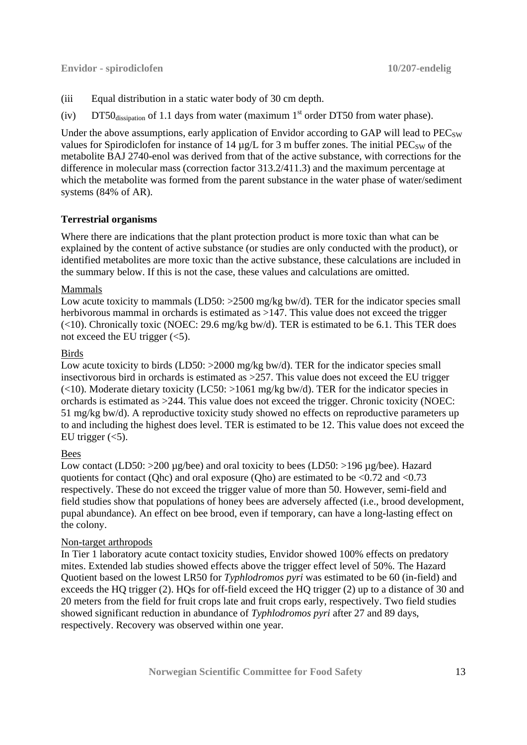(iii Equal distribution in a static water body of 30 cm depth.

(iv) $DT50_{dissipation}$ of 1.1 days from water (maximum 1st order DT50 from water phase).

Under the above assumptions, early application of Envidor according to GAP will lead to $PEC_{SW}$ values for Spirodiclofen for instance of 14 µg/L for 3 m buffer zones. The initial $PEC_{SW}$ of the metabolite BAJ 2740-enol was derived from that of the active substance, with corrections for the difference in molecular mass (correction factor 313.2/411.3) and the maximum percentage at which the metabolite was formed from the parent substance in the water phase of water/sediment systems (84% of AR).

**Terrestrial organisms**

Where there are indications that the plant protection product is more toxic than what can be explained by the content of active substance (or studies are only conducted with the product), or identified metabolites are more toxic than the active substance, these calculations are included in the summary below. If this is not the case, these values and calculations are omitted.

Mammals

Low acute toxicity to mammals (LD50: >2500 mg/kg bw/d). TER for the indicator species small herbivorous mammal in orchards is estimated as >147. This value does not exceed the trigger (<10). Chronically toxic (NOEC: 29.6 mg/kg bw/d). TER is estimated to be 6.1. This TER does not exceed the EU trigger (<5).

Birds

Low acute toxicity to birds (LD50: >2000 mg/kg bw/d). TER for the indicator species small insectivorous bird in orchards is estimated as >257. This value does not exceed the EU trigger (<10). Moderate dietary toxicity (LC50: >1061 mg/kg bw/d). TER for the indicator species in orchards is estimated as >244. This value does not exceed the trigger. Chronic toxicity (NOEC: 51 mg/kg bw/d). A reproductive toxicity study showed no effects on reproductive parameters up to and including the highest does level. TER is estimated to be 12. This value does not exceed the EU trigger (<5).

Bees

Low contact (LD50: >200 µg/bee) and oral toxicity to bees (LD50: >196 µg/bee). Hazard quotients for contact (Qhc) and oral exposure (Qho) are estimated to be <0.72 and <0.73 respectively. These do not exceed the trigger value of more than 50. However, semi-field and field studies show that populations of honey bees are adversely affected (i.e., brood development, pupal abundance). An effect on bee brood, even if temporary, can have a long-lasting effect on the colony.

Non-target arthropods

In Tier 1 laboratory acute contact toxicity studies, Envidor showed 100% effects on predatory mites. Extended lab studies showed effects above the trigger effect level of 50%. The Hazard Quotient based on the lowest LR50 for *Typhlodromos pyri* was estimated to be 60 (in-field) and exceeds the HQ trigger (2). HQs for off-field exceed the HQ trigger (2) up to a distance of 30 and 20 meters from the field for fruit crops late and fruit crops early, respectively. Two field studies showed significant reduction in abundance of *Typhlodromos pyri* after 27 and 89 days, respectively. Recovery was observed within one year.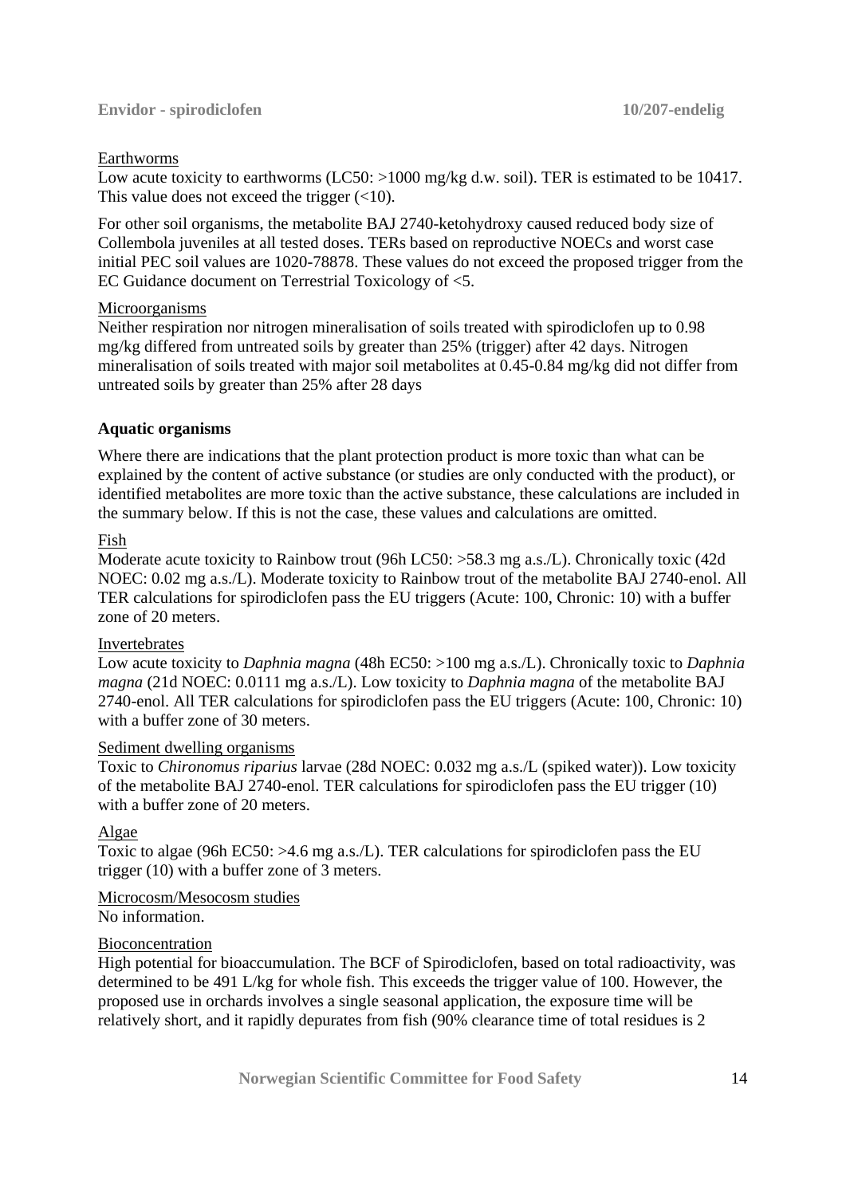Earthworms

Low acute toxicity to earthworms (LC50: >1000 mg/kg d.w. soil). TER is estimated to be 10417. This value does not exceed the trigger (<10).

For other soil organisms, the metabolite BAJ 2740-ketohydroxy caused reduced body size of Collembola juveniles at all tested doses. TERs based on reproductive NOECs and worst case initial PEC soil values are 1020-78878. These values do not exceed the proposed trigger from the EC Guidance document on Terrestrial Toxicology of <5.

Microorganisms

Neither respiration nor nitrogen mineralisation of soils treated with spirodiclofen up to 0.98 mg/kg differed from untreated soils by greater than 25% (trigger) after 42 days. Nitrogen mineralisation of soils treated with major soil metabolites at 0.45-0.84 mg/kg did not differ from untreated soils by greater than 25% after 28 days

**Aquatic organisms**

Where there are indications that the plant protection product is more toxic than what can be explained by the content of active substance (or studies are only conducted with the product), or identified metabolites are more toxic than the active substance, these calculations are included in the summary below. If this is not the case, these values and calculations are omitted.

Fish

Moderate acute toxicity to Rainbow trout (96h LC50: >58.3 mg a.s./L). Chronically toxic (42d NOEC: 0.02 mg a.s./L). Moderate toxicity to Rainbow trout of the metabolite BAJ 2740-enol. All TER calculations for spirodiclofen pass the EU triggers (Acute: 100, Chronic: 10) with a buffer zone of 20 meters.

Invertebrates

Low acute toxicity to *Daphnia magna* (48h EC50: >100 mg a.s./L). Chronically toxic to *Daphnia magna* (21d NOEC: 0.0111 mg a.s./L). Low toxicity to *Daphnia magna* of the metabolite BAJ 2740-enol. All TER calculations for spirodiclofen pass the EU triggers (Acute: 100, Chronic: 10) with a buffer zone of 30 meters.

Sediment dwelling organisms

Toxic to *Chironomus riparius* larvae (28d NOEC: 0.032 mg a.s./L (spiked water)). Low toxicity of the metabolite BAJ 2740-enol. TER calculations for spirodiclofen pass the EU trigger (10) with a buffer zone of 20 meters.

Algae

Toxic to algae (96h EC50: >4.6 mg a.s./L). TER calculations for spirodiclofen pass the EU trigger (10) with a buffer zone of 3 meters.

Microcosm/Mesocosm studies

No information.

Bioconcentration

High potential for bioaccumulation. The BCF of Spirodiclofen, based on total radioactivity, was determined to be 491 L/kg for whole fish. This exceeds the trigger value of 100. However, the proposed use in orchards involves a single seasonal application, the exposure time will be relatively short, and it rapidly depurates from fish (90% clearance time of total residues is 2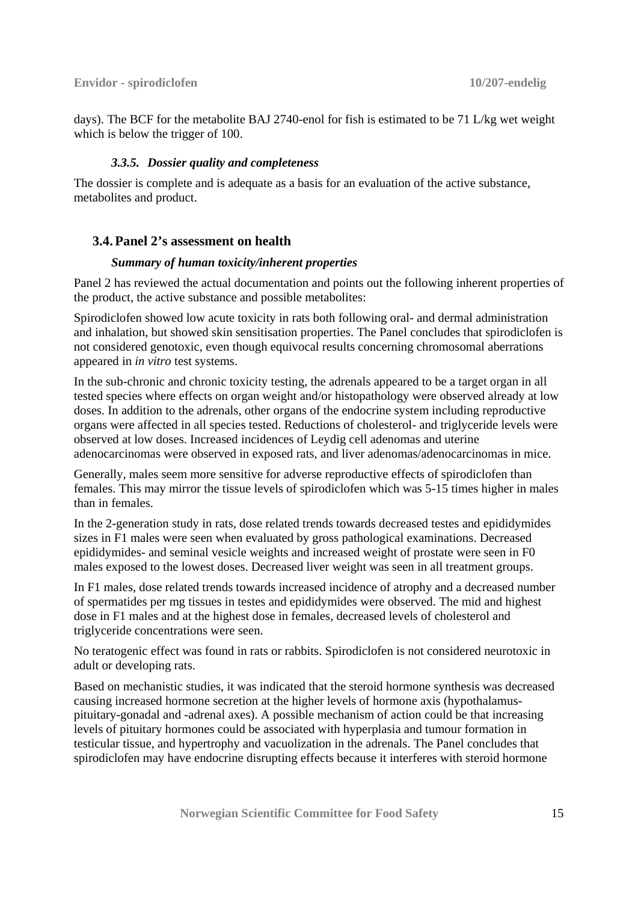days). The BCF for the metabolite BAJ 2740-enol for fish is estimated to be 71 L/kg wet weight which is below the trigger of 100.

#### *3.3.5. Dossier quality and completeness*

The dossier is complete and is adequate as a basis for an evaluation of the active substance, metabolites and product.

### 3.4. Panel 2's assessment on health

#### *Summary of human toxicity/inherent properties*

Panel 2 has reviewed the actual documentation and points out the following inherent properties of the product, the active substance and possible metabolites:

Spirodiclofen showed low acute toxicity in rats both following oral- and dermal administration and inhalation, but showed skin sensitisation properties. The Panel concludes that spirodiclofen is not considered genotoxic, even though equivocal results concerning chromosomal aberrations appeared in *in vitro* test systems.

In the sub-chronic and chronic toxicity testing, the adrenals appeared to be a target organ in all tested species where effects on organ weight and/or histopathology were observed already at low doses. In addition to the adrenals, other organs of the endocrine system including reproductive organs were affected in all species tested. Reductions of cholesterol- and triglyceride levels were observed at low doses. Increased incidences of Leydig cell adenomas and uterine adenocarcinomas were observed in exposed rats, and liver adenomas/adenocarcinomas in mice.

Generally, males seem more sensitive for adverse reproductive effects of spirodiclofen than females. This may mirror the tissue levels of spirodiclofen which was 5-15 times higher in males than in females.

In the 2-generation study in rats, dose related trends towards decreased testes and epididymides sizes in F1 males were seen when evaluated by gross pathological examinations. Decreased epididymides- and seminal vesicle weights and increased weight of prostate were seen in F0 males exposed to the lowest doses. Decreased liver weight was seen in all treatment groups.

In F1 males, dose related trends towards increased incidence of atrophy and a decreased number of spermatides per mg tissues in testes and epididymides were observed. The mid and highest dose in F1 males and at the highest dose in females, decreased levels of cholesterol and triglyceride concentrations were seen.

No teratogenic effect was found in rats or rabbits. Spirodiclofen is not considered neurotoxic in adult or developing rats.

Based on mechanistic studies, it was indicated that the steroid hormone synthesis was decreased causing increased hormone secretion at the higher levels of hormone axis (hypothalamus-pituitary-gonadal and -adrenal axes). A possible mechanism of action could be that increasing levels of pituitary hormones could be associated with hyperplasia and tumour formation in testicular tissue, and hypertrophy and vacuolization in the adrenals. The Panel concludes that spirodiclofen may have endocrine disrupting effects because it interferes with steroid hormone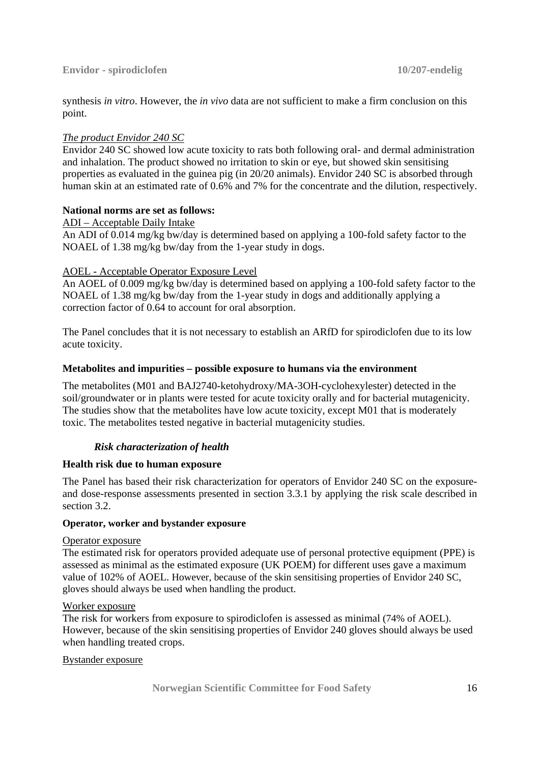synthesis *in vitro*. However, the *in vivo* data are not sufficient to make a firm conclusion on this point.

*The product Envidor 240 SC*

Envidor 240 SC showed low acute toxicity to rats both following oral- and dermal administration and inhalation. The product showed no irritation to skin or eye, but showed skin sensitising properties as evaluated in the guinea pig (in 20/20 animals). Envidor 240 SC is absorbed through human skin at an estimated rate of 0.6% and 7% for the concentrate and the dilution, respectively.

**National norms are set as follows:**

ADI – Acceptable Daily Intake

An ADI of 0.014 mg/kg bw/day is determined based on applying a 100-fold safety factor to the NOAEL of 1.38 mg/kg bw/day from the 1-year study in dogs.

AOEL - Acceptable Operator Exposure Level

An AOEL of 0.009 mg/kg bw/day is determined based on applying a 100-fold safety factor to the NOAEL of 1.38 mg/kg bw/day from the 1-year study in dogs and additionally applying a correction factor of 0.64 to account for oral absorption.

The Panel concludes that it is not necessary to establish an ARfD for spirodiclofen due to its low acute toxicity.

**Metabolites and impurities – possible exposure to humans via the environment**

The metabolites (M01 and BAJ2740-ketohydroxy/MA-3OH-cyclohexylester) detected in the soil/groundwater or in plants were tested for acute toxicity orally and for bacterial mutagenicity. The studies show that the metabolites have low acute toxicity, except M01 that is moderately toxic. The metabolites tested negative in bacterial mutagenicity studies.

### *Risk characterization of health*

**Health risk due to human exposure**

The Panel has based their risk characterization for operators of Envidor 240 SC on the exposure- and dose-response assessments presented in section 3.3.1 by applying the risk scale described in section 3.2.

**Operator, worker and bystander exposure**

Operator exposure

The estimated risk for operators provided adequate use of personal protective equipment (PPE) is assessed as minimal as the estimated exposure (UK POEM) for different uses gave a maximum value of 102% of AOEL. However, because of the skin sensitising properties of Envidor 240 SC, gloves should always be used when handling the product.

Worker exposure

The risk for workers from exposure to spirodiclofen is assessed as minimal (74% of AOEL). However, because of the skin sensitising properties of Envidor 240 gloves should always be used when handling treated crops.

Bystander exposure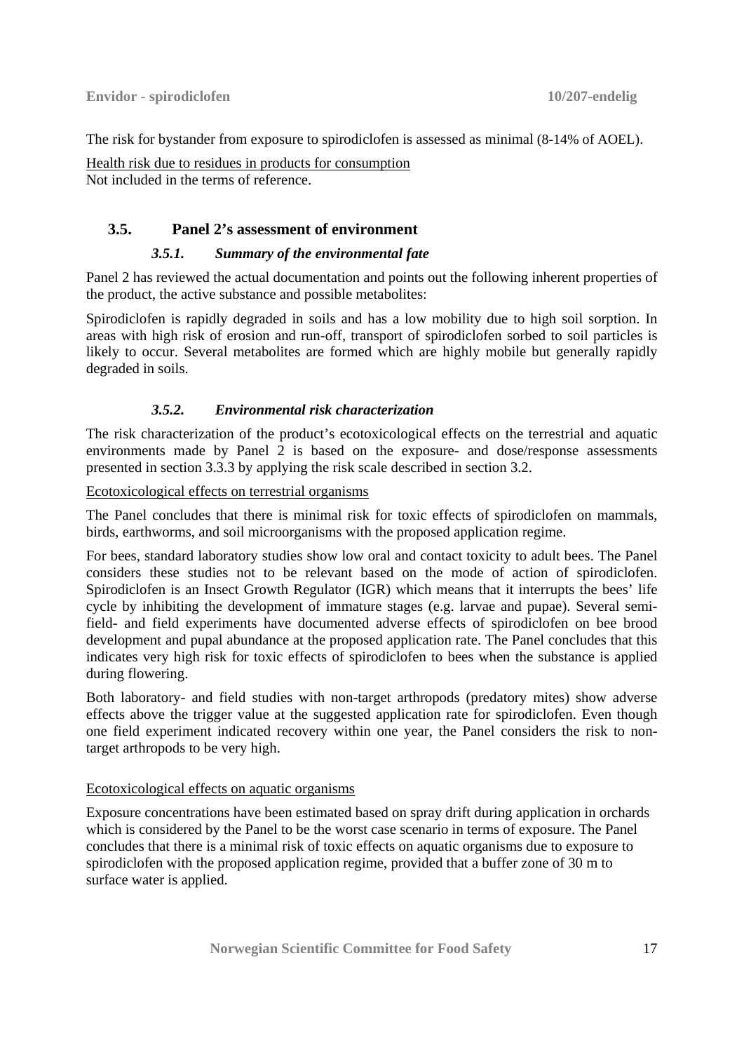The risk for bystander from exposure to spirodiclofen is assessed as minimal (8-14% of AOEL).

Health risk due to residues in products for consumption
Not included in the terms of reference.

## 3.5. Panel 2's assessment of environment

### *3.5.1. Summary of the environmental fate*

Panel 2 has reviewed the actual documentation and points out the following inherent properties of the product, the active substance and possible metabolites:

Spirodiclofen is rapidly degraded in soils and has a low mobility due to high soil sorption. In areas with high risk of erosion and run-off, transport of spirodiclofen sorbed to soil particles is likely to occur. Several metabolites are formed which are highly mobile but generally rapidly degraded in soils.

### *3.5.2. Environmental risk characterization*

The risk characterization of the product's ecotoxicological effects on the terrestrial and aquatic environments made by Panel 2 is based on the exposure- and dose/response assessments presented in section 3.3.3 by applying the risk scale described in section 3.2.

Ecotoxicological effects on terrestrial organisms

The Panel concludes that there is minimal risk for toxic effects of spirodiclofen on mammals, birds, earthworms, and soil microorganisms with the proposed application regime.

For bees, standard laboratory studies show low oral and contact toxicity to adult bees. The Panel considers these studies not to be relevant based on the mode of action of spirodiclofen. Spirodiclofen is an Insect Growth Regulator (IGR) which means that it interrupts the bees' life cycle by inhibiting the development of immature stages (e.g. larvae and pupae). Several semi-field- and field experiments have documented adverse effects of spirodiclofen on bee brood development and pupal abundance at the proposed application rate. The Panel concludes that this indicates very high risk for toxic effects of spirodiclofen to bees when the substance is applied during flowering.

Both laboratory- and field studies with non-target arthropods (predatory mites) show adverse effects above the trigger value at the suggested application rate for spirodiclofen. Even though one field experiment indicated recovery within one year, the Panel considers the risk to non-target arthropods to be very high.

Ecotoxicological effects on aquatic organisms

Exposure concentrations have been estimated based on spray drift during application in orchards which is considered by the Panel to be the worst case scenario in terms of exposure. The Panel concludes that there is a minimal risk of toxic effects on aquatic organisms due to exposure to spirodiclofen with the proposed application regime, provided that a buffer zone of 30 m to surface water is applied.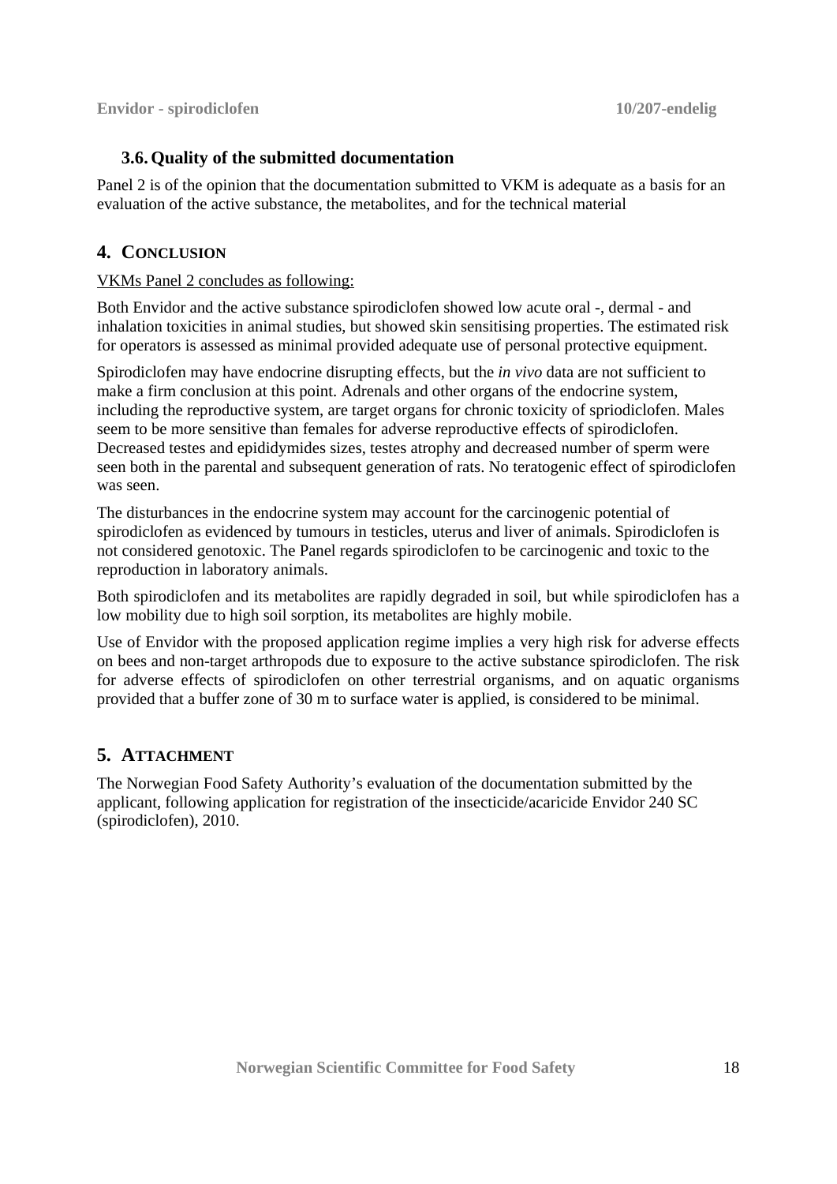### 3.6. Quality of the submitted documentation

Panel 2 is of the opinion that the documentation submitted to VKM is adequate as a basis for an evaluation of the active substance, the metabolites, and for the technical material

## 4. CONCLUSION

VKMs Panel 2 concludes as following:

Both Envidor and the active substance spirodiclofen showed low acute oral -, dermal - and inhalation toxicities in animal studies, but showed skin sensitising properties. The estimated risk for operators is assessed as minimal provided adequate use of personal protective equipment.

Spirodiclofen may have endocrine disrupting effects, but the *in vivo* data are not sufficient to make a firm conclusion at this point. Adrenals and other organs of the endocrine system, including the reproductive system, are target organs for chronic toxicity of spriodiclofen. Males seem to be more sensitive than females for adverse reproductive effects of spirodiclofen. Decreased testes and epididymides sizes, testes atrophy and decreased number of sperm were seen both in the parental and subsequent generation of rats. No teratogenic effect of spirodiclofen was seen.

The disturbances in the endocrine system may account for the carcinogenic potential of spirodiclofen as evidenced by tumours in testicles, uterus and liver of animals. Spirodiclofen is not considered genotoxic. The Panel regards spirodiclofen to be carcinogenic and toxic to the reproduction in laboratory animals.

Both spirodiclofen and its metabolites are rapidly degraded in soil, but while spirodiclofen has a low mobility due to high soil sorption, its metabolites are highly mobile.

Use of Envidor with the proposed application regime implies a very high risk for adverse effects on bees and non-target arthropods due to exposure to the active substance spirodiclofen. The risk for adverse effects of spirodiclofen on other terrestrial organisms, and on aquatic organisms provided that a buffer zone of 30 m to surface water is applied, is considered to be minimal.

## 5. ATTACHMENT

The Norwegian Food Safety Authority's evaluation of the documentation submitted by the applicant, following application for registration of the insecticide/acaricide Envidor 240 SC (spirodiclofen), 2010.